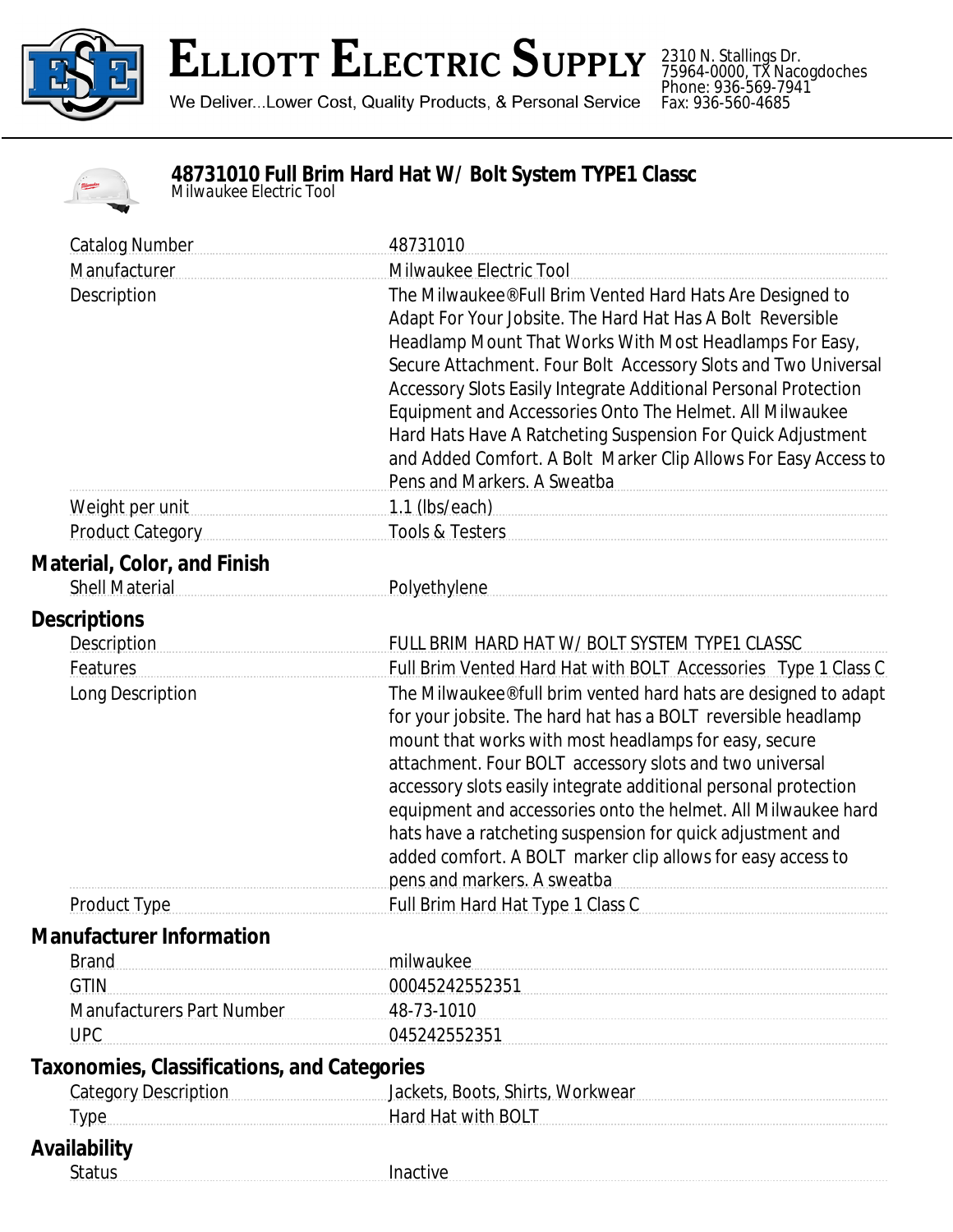# Elliott Electric Supply

We Deliver...Lower Cost, Quality Products, & Personal Service

2310 N. Stallings Dr.
75964-0000, TX Nacogdoches
Phone: 936-569-7941
Fax: 936-560-4685

## 48731010 Full Brim Hard Hat W/ Bolt System TYPE1 Classc

*Milwaukee Electric Tool*

| | |
|---|---|
| Catalog Number | 48731010 |
| Manufacturer | Milwaukee Electric Tool |
| Description | The Milwaukee®Full Brim Vented Hard Hats Are Designed to Adapt For Your Jobsite. The Hard Hat Has A Bolt  Reversible Headlamp Mount That Works With Most Headlamps For Easy, Secure Attachment. Four Bolt  Accessory Slots and Two Universal Accessory Slots Easily Integrate Additional Personal Protection Equipment and Accessories Onto The Helmet. All Milwaukee Hard Hats Have A Ratcheting Suspension For Quick Adjustment and Added Comfort. A Bolt  Marker Clip Allows For Easy Access to Pens and Markers. A Sweatba |
| Weight per unit | 1.1 (lbs/each) |
| Product Category | Tools & Testers |

### Material, Color, and Finish

| | |
|---|---|
| Shell Material | Polyethylene |

### Descriptions

| | |
|---|---|
| Description | FULL BRIM  HARD HAT W/ BOLT SYSTEM  TYPE1 CLASSC |
| Features | Full Brim Vented Hard Hat with BOLT  Accessories   Type 1 Class C |
| Long Description | The Milwaukee®full brim vented hard hats are designed to adapt for your jobsite. The hard hat has a BOLT  reversible headlamp mount that works with most headlamps for easy, secure attachment. Four BOLT  accessory slots and two universal accessory slots easily integrate additional personal protection equipment and accessories onto the helmet. All Milwaukee hard hats have a ratcheting suspension for quick adjustment and added comfort. A BOLT  marker clip allows for easy access to pens and markers. A sweatba |
| Product Type | Full Brim Hard Hat Type 1 Class C |

### Manufacturer Information

| | |
|---|---|
| Brand | milwaukee |
| GTIN | 00045242552351 |
| Manufacturers Part Number | 48-73-1010 |
| UPC | 045242552351 |

### Taxonomies, Classifications, and Categories

| | |
|---|---|
| Category Description | Jackets, Boots, Shirts, Workwear |
| Type | Hard Hat with BOLT |

### Availability

| | |
|---|---|
| Status | Inactive |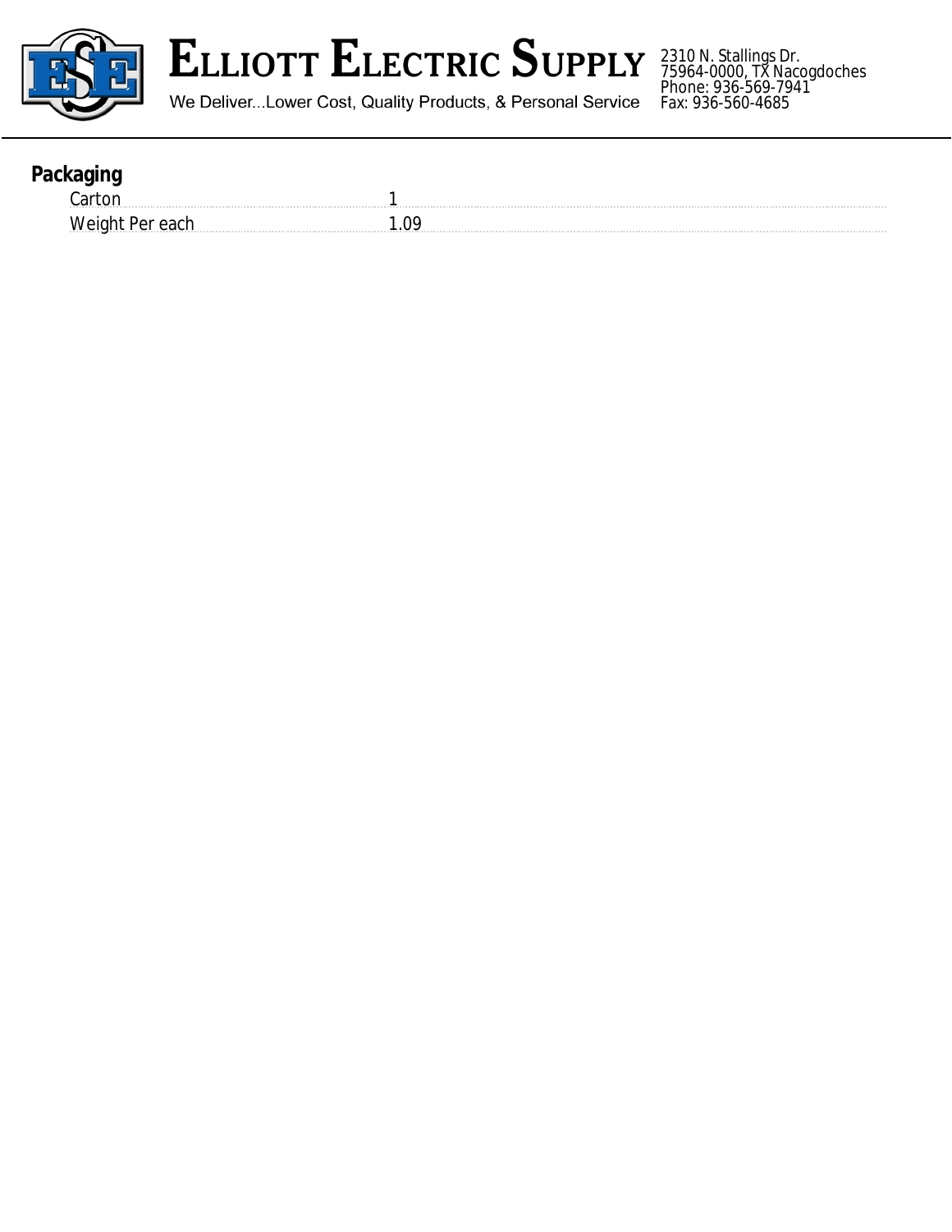## Packaging

| | |
|---|---|
| Carton | 1 |
| Weight Per each | 1.09 |